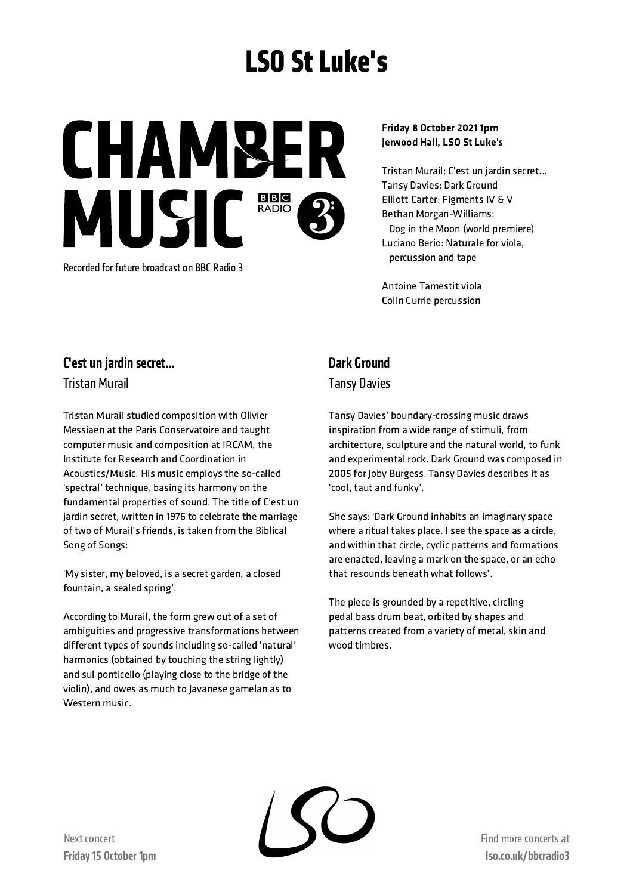# LSO St Luke's

# CHAMBER MUSIC

BBC RADIO 3

Recorded for future broadcast on BBC Radio 3

**Friday 8 October 2021 1pm**
**Jerwood Hall, LSO St Luke's**

Tristan Murail: C'est un jardin secret…
Tansy Davies: Dark Ground
Elliott Carter: Figments IV & V
Bethan Morgan-Williams:
Dog in the Moon (world premiere)
Luciano Berio: Naturale for viola, percussion and tape

Antoine Tamestit viola
Colin Currie percussion

## C'est un jardin secret…

### Tristan Murail

Tristan Murail studied composition with Olivier Messiaen at the Paris Conservatoire and taught computer music and composition at IRCAM, the Institute for Research and Coordination in Acoustics/Music. His music employs the so-called 'spectral' technique, basing its harmony on the fundamental properties of sound. The title of C'est un jardin secret, written in 1976 to celebrate the marriage of two of Murail's friends, is taken from the Biblical Song of Songs:

'My sister, my beloved, is a secret garden, a closed fountain, a sealed spring'.

According to Murail, the form grew out of a set of ambiguities and progressive transformations between different types of sounds including so-called 'natural' harmonics (obtained by touching the string lightly) and sul ponticello (playing close to the bridge of the violin), and owes as much to Javanese gamelan as to Western music.

## Dark Ground

### Tansy Davies

Tansy Davies' boundary-crossing music draws inspiration from a wide range of stimuli, from architecture, sculpture and the natural world, to funk and experimental rock. Dark Ground was composed in 2005 for Joby Burgess. Tansy Davies describes it as 'cool, taut and funky'.

She says: 'Dark Ground inhabits an imaginary space where a ritual takes place. I see the space as a circle, and within that circle, cyclic patterns and formations are enacted, leaving a mark on the space, or an echo that resounds beneath what follows'.

The piece is grounded by a repetitive, circling pedal bass drum beat, orbited by shapes and patterns created from a variety of metal, skin and wood timbres.

Next concert
**Friday 15 October 1pm**

Find more concerts at
**lso.co.uk/bbcradio3**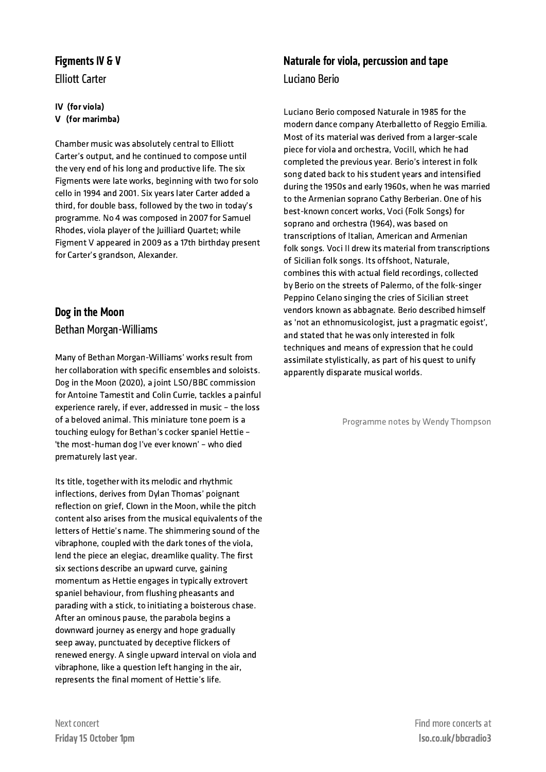## Figments IV & V

### Elliott Carter

**IV (for viola)**
**V (for marimba)**

Chamber music was absolutely central to Elliott Carter's output, and he continued to compose until the very end of his long and productive life. The six Figments were late works, beginning with two for solo cello in 1994 and 2001. Six years later Carter added a third, for double bass, followed by the two in today's programme. No 4 was composed in 2007 for Samuel Rhodes, viola player of the Juilliard Quartet; while Figment V appeared in 2009 as a 17th birthday present for Carter's grandson, Alexander.

## Dog in the Moon

### Bethan Morgan-Williams

Many of Bethan Morgan-Williams' works result from her collaboration with specific ensembles and soloists. Dog in the Moon (2020), a joint LSO/BBC commission for Antoine Tamestit and Colin Currie, tackles a painful experience rarely, if ever, addressed in music – the loss of a beloved animal. This miniature tone poem is a touching eulogy for Bethan's cocker spaniel Hettie – 'the most-human dog I've ever known' – who died prematurely last year.

Its title, together with its melodic and rhythmic inflections, derives from Dylan Thomas' poignant reflection on grief, Clown in the Moon, while the pitch content also arises from the musical equivalents of the letters of Hettie's name. The shimmering sound of the vibraphone, coupled with the dark tones of the viola, lend the piece an elegiac, dreamlike quality. The first six sections describe an upward curve, gaining momentum as Hettie engages in typically extrovert spaniel behaviour, from flushing pheasants and parading with a stick, to initiating a boisterous chase. After an ominous pause, the parabola begins a downward journey as energy and hope gradually seep away, punctuated by deceptive flickers of renewed energy. A single upward interval on viola and vibraphone, like a question left hanging in the air, represents the final moment of Hettie's life.

## Naturale for viola, percussion and tape

### Luciano Berio

Luciano Berio composed Naturale in 1985 for the modern dance company Aterballetto of Reggio Emilia. Most of its material was derived from a larger-scale piece for viola and orchestra, VociII, which he had completed the previous year. Berio's interest in folk song dated back to his student years and intensified during the 1950s and early 1960s, when he was married to the Armenian soprano Cathy Berberian. One of his best-known concert works, Voci (Folk Songs) for soprano and orchestra (1964), was based on transcriptions of Italian, American and Armenian folk songs. Voci II drew its material from transcriptions of Sicilian folk songs. Its offshoot, Naturale, combines this with actual field recordings, collected by Berio on the streets of Palermo, of the folk-singer Peppino Celano singing the cries of Sicilian street vendors known as abbagnate. Berio described himself as 'not an ethnomusicologist, just a pragmatic egoist', and stated that he was only interested in folk techniques and means of expression that he could assimilate stylistically, as part of his quest to unify apparently disparate musical worlds.

Programme notes by Wendy Thompson

Next concert
**Friday 15 October 1pm**

Find more concerts at
**lso.co.uk/bbcradio3**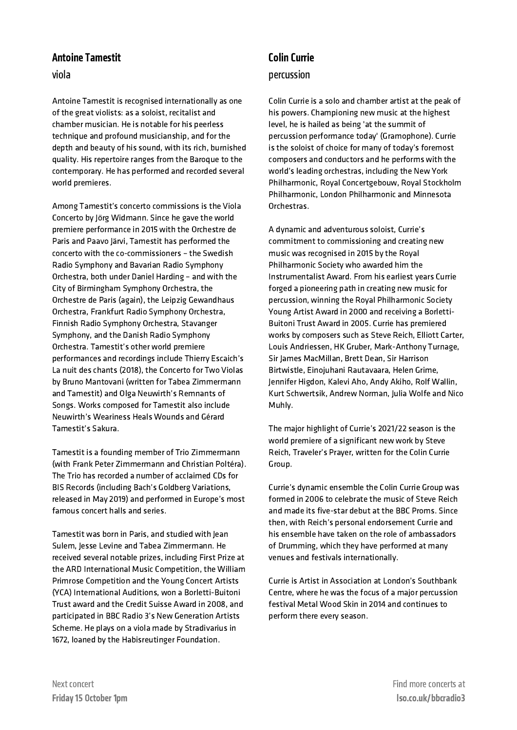## Antoine Tamestit

viola

Antoine Tamestit is recognised internationally as one of the great violists: as a soloist, recitalist and chamber musician. He is notable for his peerless technique and profound musicianship, and for the depth and beauty of his sound, with its rich, burnished quality. His repertoire ranges from the Baroque to the contemporary. He has performed and recorded several world premieres.

Among Tamestit's concerto commissions is the Viola Concerto by Jörg Widmann. Since he gave the world premiere performance in 2015 with the Orchestre de Paris and Paavo Järvi, Tamestit has performed the concerto with the co-commissioners – the Swedish Radio Symphony and Bavarian Radio Symphony Orchestra, both under Daniel Harding – and with the City of Birmingham Symphony Orchestra, the Orchestre de Paris (again), the Leipzig Gewandhaus Orchestra, Frankfurt Radio Symphony Orchestra, Finnish Radio Symphony Orchestra, Stavanger Symphony, and the Danish Radio Symphony Orchestra. Tamestit's other world premiere performances and recordings include Thierry Escaich's La nuit des chants (2018), the Concerto for Two Violas by Bruno Mantovani (written for Tabea Zimmermann and Tamestit) and Olga Neuwirth's Remnants of Songs. Works composed for Tamestit also include Neuwirth's Weariness Heals Wounds and Gérard Tamestit's Sakura.

Tamestit is a founding member of Trio Zimmermann (with Frank Peter Zimmermann and Christian Poltéra). The Trio has recorded a number of acclaimed CDs for BIS Records (including Bach's Goldberg Variations, released in May 2019) and performed in Europe's most famous concert halls and series.

Tamestit was born in Paris, and studied with Jean Sulem, Jesse Levine and Tabea Zimmermann. He received several notable prizes, including First Prize at the ARD International Music Competition, the William Primrose Competition and the Young Concert Artists (YCA) International Auditions, won a Borletti-Buitoni Trust award and the Credit Suisse Award in 2008, and participated in BBC Radio 3's New Generation Artists Scheme. He plays on a viola made by Stradivarius in 1672, loaned by the Habisreutinger Foundation.

## Colin Currie

percussion

Colin Currie is a solo and chamber artist at the peak of his powers. Championing new music at the highest level, he is hailed as being 'at the summit of percussion performance today' (Gramophone). Currie is the soloist of choice for many of today's foremost composers and conductors and he performs with the world's leading orchestras, including the New York Philharmonic, Royal Concertgebouw, Royal Stockholm Philharmonic, London Philharmonic and Minnesota Orchestras.

A dynamic and adventurous soloist, Currie's commitment to commissioning and creating new music was recognised in 2015 by the Royal Philharmonic Society who awarded him the Instrumentalist Award. From his earliest years Currie forged a pioneering path in creating new music for percussion, winning the Royal Philharmonic Society Young Artist Award in 2000 and receiving a Borletti-Buitoni Trust Award in 2005. Currie has premiered works by composers such as Steve Reich, Elliott Carter, Louis Andriessen, HK Gruber, Mark-Anthony Turnage, Sir James MacMillan, Brett Dean, Sir Harrison Birtwistle, Einojuhani Rautavaara, Helen Grime, Jennifer Higdon, Kalevi Aho, Andy Akiho, Rolf Wallin, Kurt Schwertsik, Andrew Norman, Julia Wolfe and Nico Muhly.

The major highlight of Currie's 2021/22 season is the world premiere of a significant new work by Steve Reich, Traveler's Prayer, written for the Colin Currie Group.

Currie's dynamic ensemble the Colin Currie Group was formed in 2006 to celebrate the music of Steve Reich and made its five-star debut at the BBC Proms. Since then, with Reich's personal endorsement Currie and his ensemble have taken on the role of ambassadors of Drumming, which they have performed at many venues and festivals internationally.

Currie is Artist in Association at London's Southbank Centre, where he was the focus of a major percussion festival Metal Wood Skin in 2014 and continues to perform there every season.

Next concert
**Friday 15 October 1pm**

Find more concerts at
**lso.co.uk/bbcradio3**